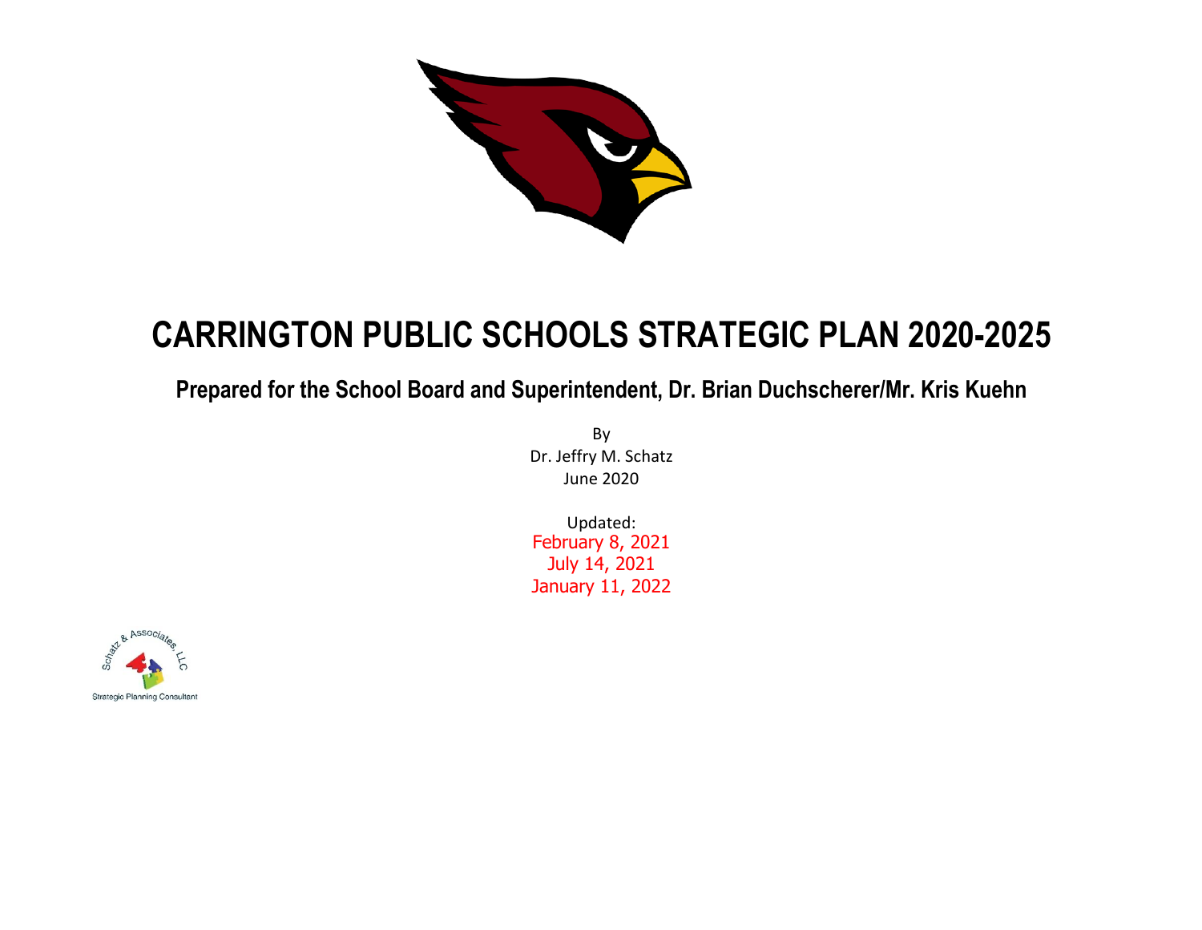# CARRINGTON PUBLIC SCHOOLS STRATEGIC PLAN 2020-2025

## Prepared for the School Board and Superintendent, Dr. Brian Duchscherer/Mr. Kris Kuehn

By
Dr. Jeffry M. Schatz
June 2020

Updated:
February 8, 2021
July 14, 2021
January 11, 2022

Schatz & Associates, LLC
Strategic Planning Consultant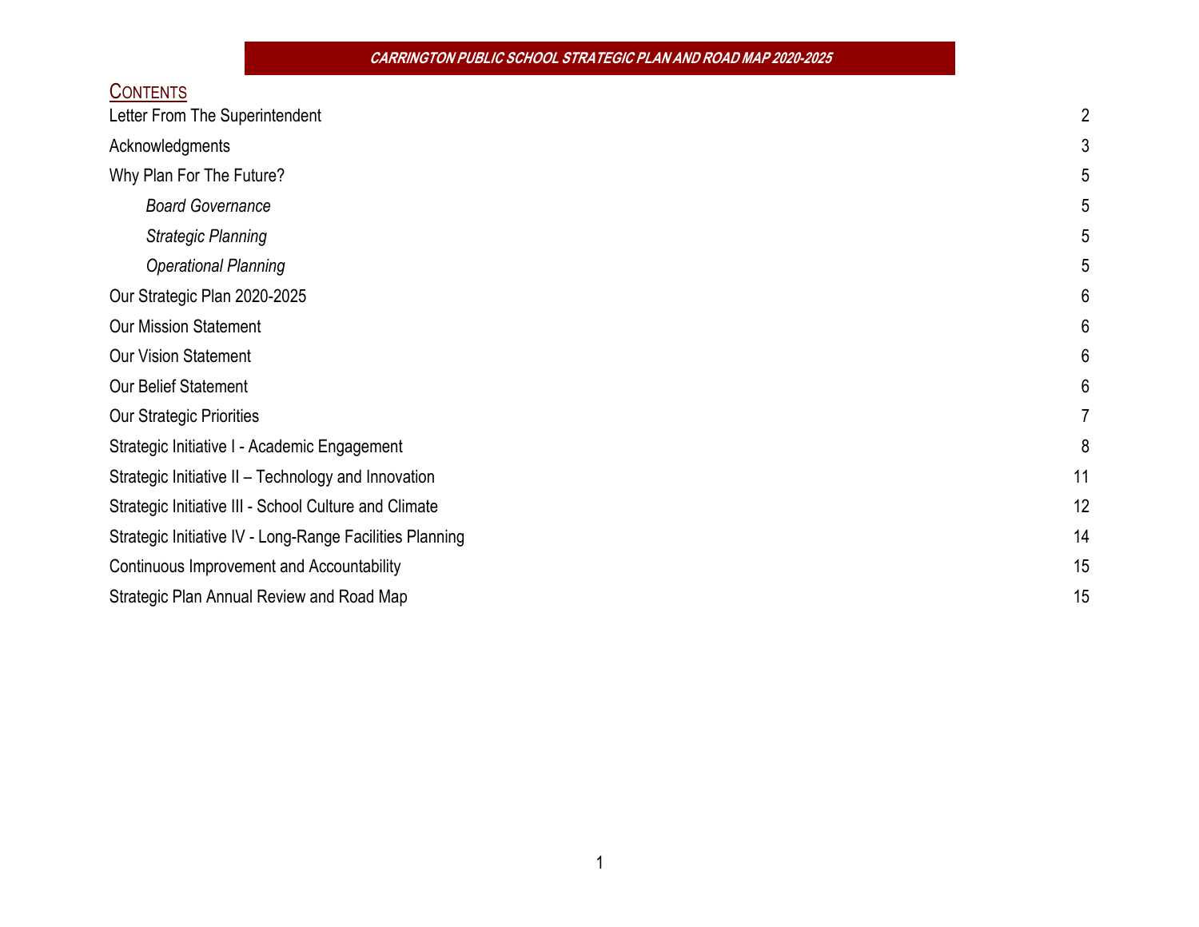## Contents

| | |
|---|---|
| Letter From The Superintendent | 2 |
| Acknowledgments | 3 |
| Why Plan For The Future? | 5 |
| *Board Governance* | 5 |
| *Strategic Planning* | 5 |
| *Operational Planning* | 5 |
| Our Strategic Plan 2020-2025 | 6 |
| Our Mission Statement | 6 |
| Our Vision Statement | 6 |
| Our Belief Statement | 6 |
| Our Strategic Priorities | 7 |
| Strategic Initiative I - Academic Engagement | 8 |
| Strategic Initiative II – Technology and Innovation | 11 |
| Strategic Initiative III - School Culture and Climate | 12 |
| Strategic Initiative IV - Long-Range Facilities Planning | 14 |
| Continuous Improvement and Accountability | 15 |
| Strategic Plan Annual Review and Road Map | 15 |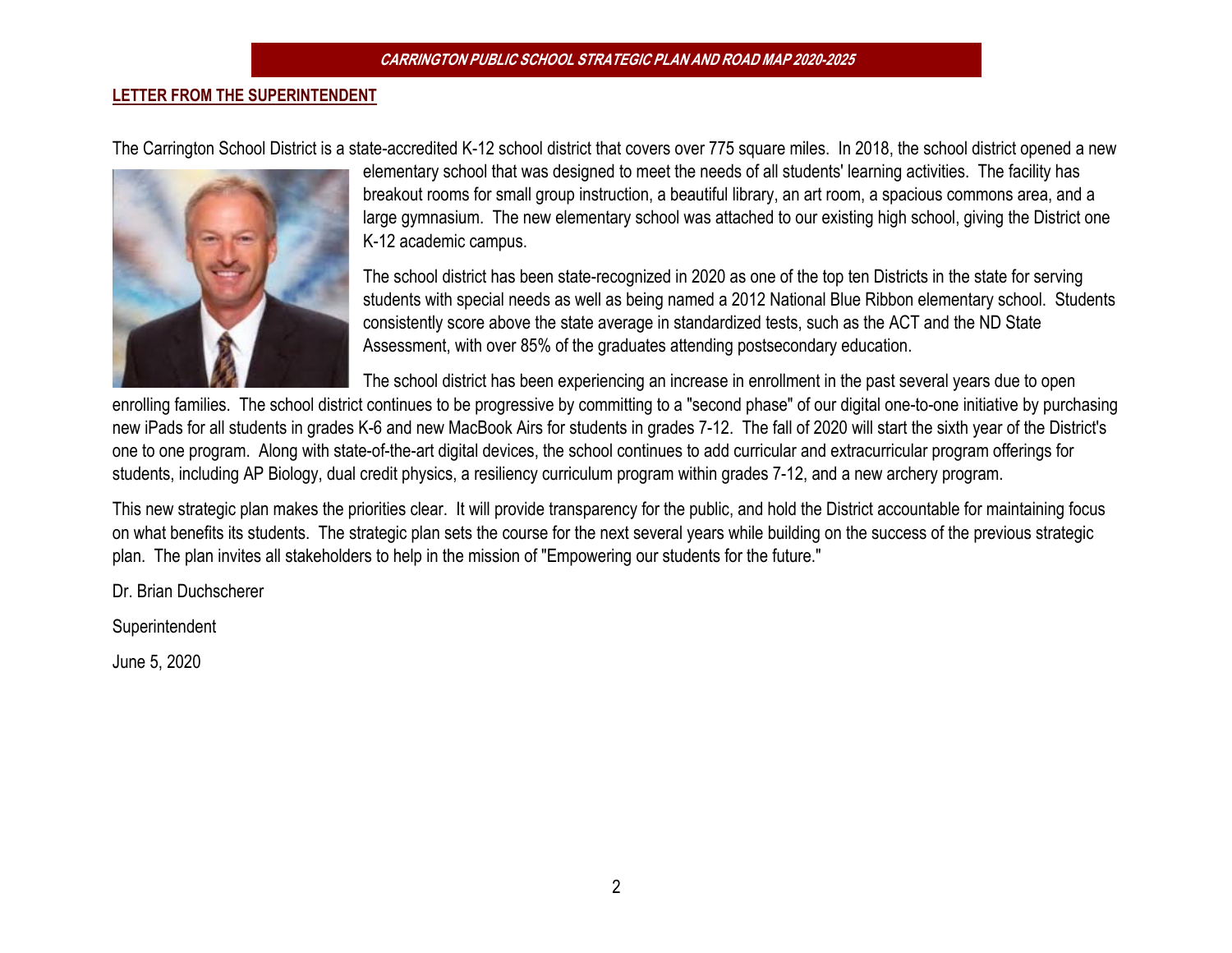## LETTER FROM THE SUPERINTENDENT

The Carrington School District is a state-accredited K-12 school district that covers over 775 square miles. In 2018, the school district opened a new elementary school that was designed to meet the needs of all students' learning activities. The facility has breakout rooms for small group instruction, a beautiful library, an art room, a spacious commons area, and a large gymnasium. The new elementary school was attached to our existing high school, giving the District one K-12 academic campus.

The school district has been state-recognized in 2020 as one of the top ten Districts in the state for serving students with special needs as well as being named a 2012 National Blue Ribbon elementary school. Students consistently score above the state average in standardized tests, such as the ACT and the ND State Assessment, with over 85% of the graduates attending postsecondary education.

The school district has been experiencing an increase in enrollment in the past several years due to open enrolling families. The school district continues to be progressive by committing to a "second phase" of our digital one-to-one initiative by purchasing new iPads for all students in grades K-6 and new MacBook Airs for students in grades 7-12. The fall of 2020 will start the sixth year of the District's one to one program. Along with state-of-the-art digital devices, the school continues to add curricular and extracurricular program offerings for students, including AP Biology, dual credit physics, a resiliency curriculum program within grades 7-12, and a new archery program.

This new strategic plan makes the priorities clear. It will provide transparency for the public, and hold the District accountable for maintaining focus on what benefits its students. The strategic plan sets the course for the next several years while building on the success of the previous strategic plan. The plan invites all stakeholders to help in the mission of "Empowering our students for the future."

Dr. Brian Duchscherer

Superintendent

June 5, 2020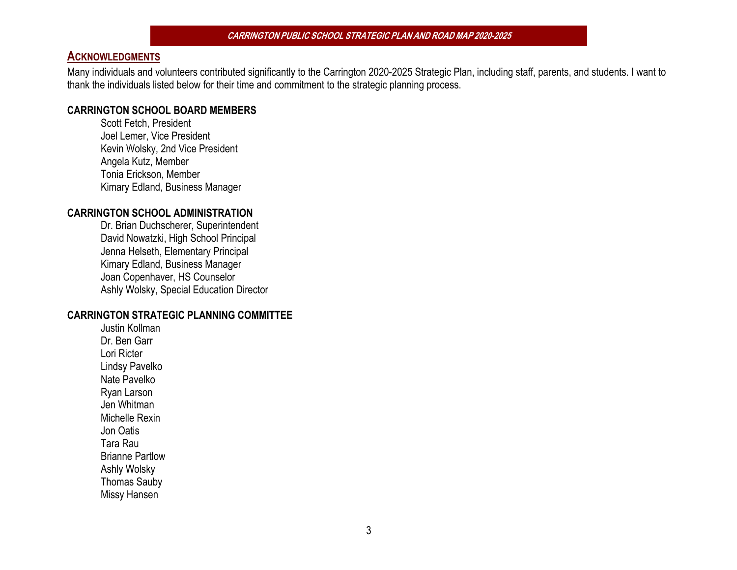## Acknowledgments

Many individuals and volunteers contributed significantly to the Carrington 2020-2025 Strategic Plan, including staff, parents, and students. I want to thank the individuals listed below for their time and commitment to the strategic planning process.

### CARRINGTON SCHOOL BOARD MEMBERS

Scott Fetch, President
Joel Lemer, Vice President
Kevin Wolsky, 2nd Vice President
Angela Kutz, Member
Tonia Erickson, Member
Kimary Edland, Business Manager

### CARRINGTON SCHOOL ADMINISTRATION

Dr. Brian Duchscherer, Superintendent
David Nowatzki, High School Principal
Jenna Helseth, Elementary Principal
Kimary Edland, Business Manager
Joan Copenhaver, HS Counselor
Ashly Wolsky, Special Education Director

### CARRINGTON STRATEGIC PLANNING COMMITTEE

Justin Kollman
Dr. Ben Garr
Lori Ricter
Lindsy Pavelko
Nate Pavelko
Ryan Larson
Jen Whitman
Michelle Rexin
Jon Oatis
Tara Rau
Brianne Partlow
Ashly Wolsky
Thomas Sauby
Missy Hansen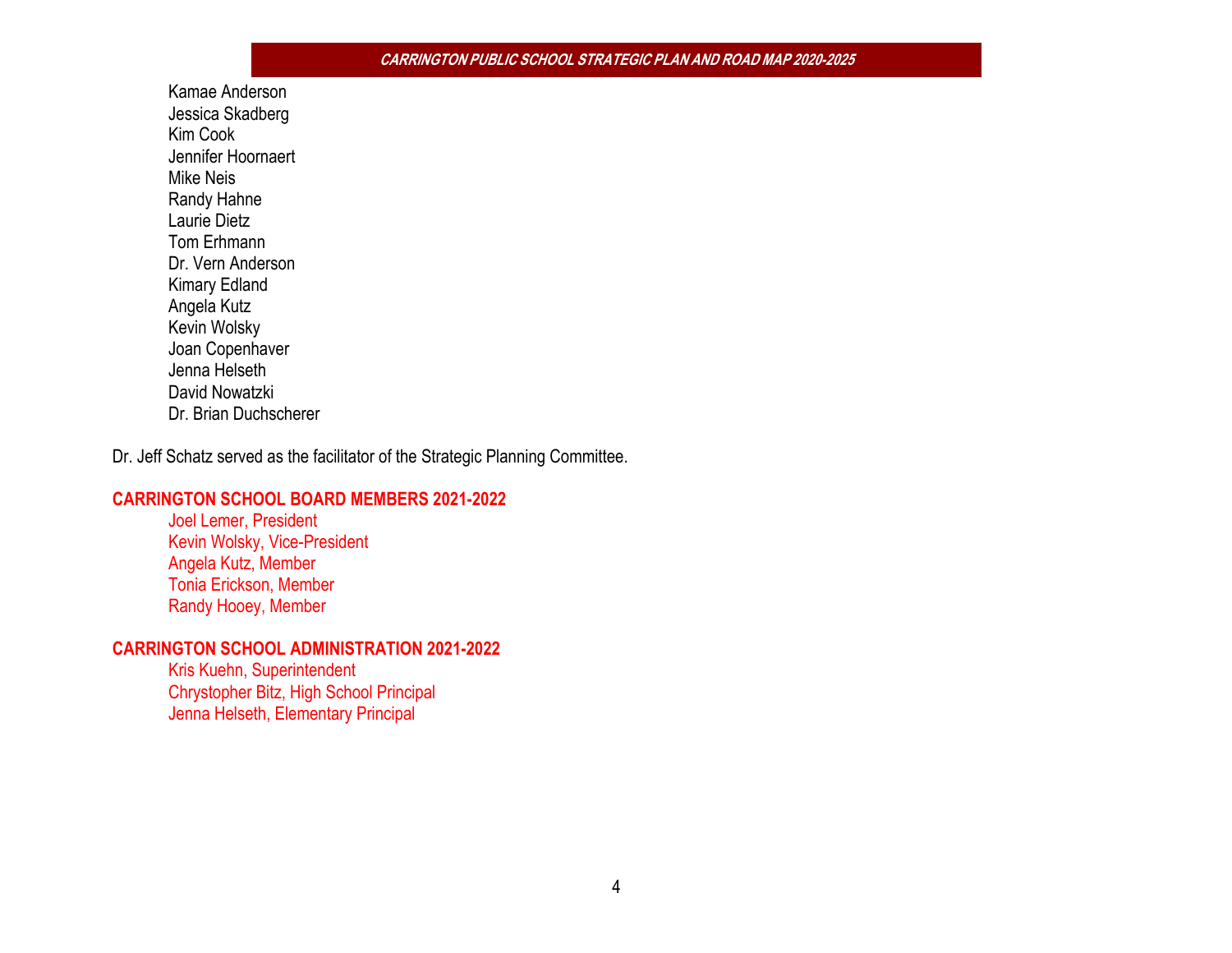Kamae Anderson
Jessica Skadberg
Kim Cook
Jennifer Hoornaert
Mike Neis
Randy Hahne
Laurie Dietz
Tom Erhmann
Dr. Vern Anderson
Kimary Edland
Angela Kutz
Kevin Wolsky
Joan Copenhaver
Jenna Helseth
David Nowatzki
Dr. Brian Duchscherer

Dr. Jeff Schatz served as the facilitator of the Strategic Planning Committee.

## CARRINGTON SCHOOL BOARD MEMBERS 2021-2022

Joel Lemer, President
Kevin Wolsky, Vice-President
Angela Kutz, Member
Tonia Erickson, Member
Randy Hooey, Member

## CARRINGTON SCHOOL ADMINISTRATION 2021-2022

Kris Kuehn, Superintendent
Chrystopher Bitz, High School Principal
Jenna Helseth, Elementary Principal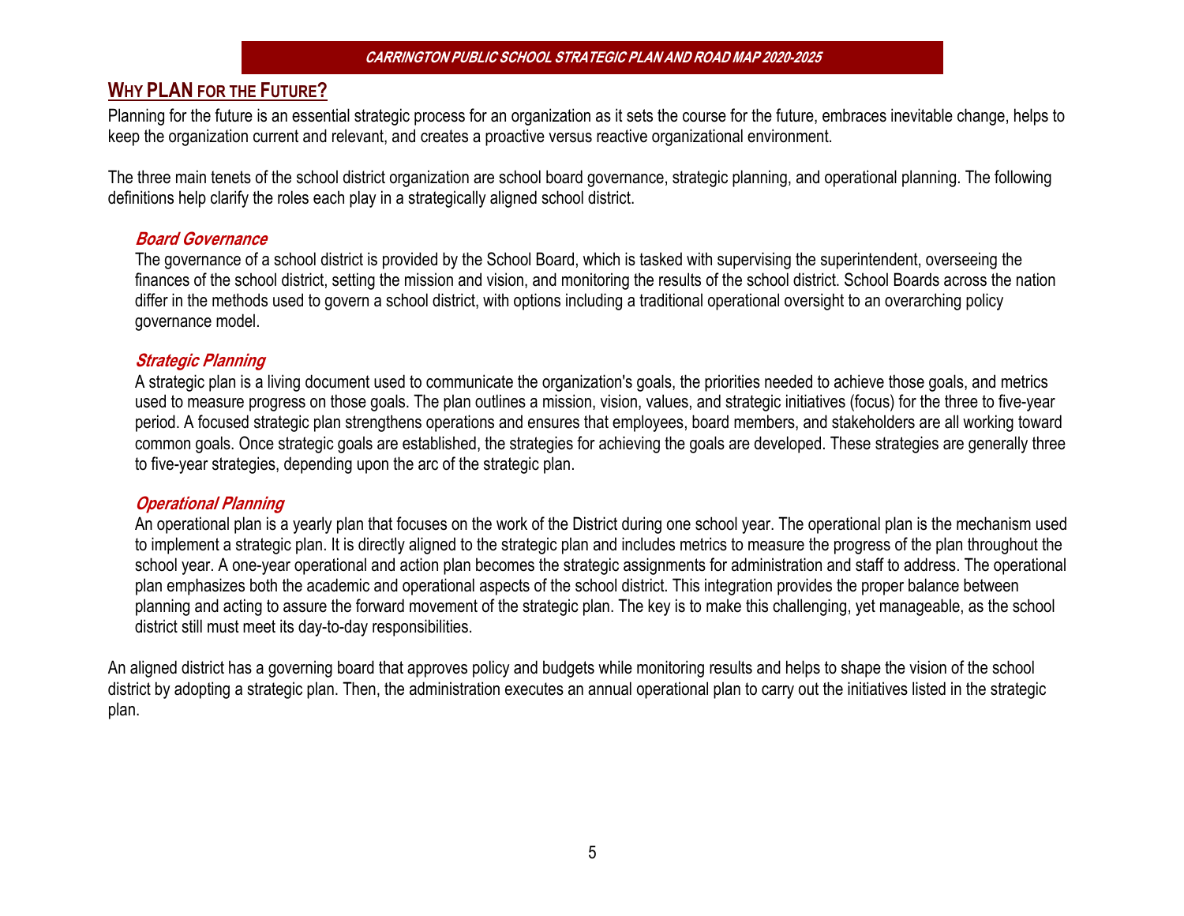## WHY PLAN FOR THE FUTURE?

Planning for the future is an essential strategic process for an organization as it sets the course for the future, embraces inevitable change, helps to keep the organization current and relevant, and creates a proactive versus reactive organizational environment.

The three main tenets of the school district organization are school board governance, strategic planning, and operational planning. The following definitions help clarify the roles each play in a strategically aligned school district.

### *Board Governance*

The governance of a school district is provided by the School Board, which is tasked with supervising the superintendent, overseeing the finances of the school district, setting the mission and vision, and monitoring the results of the school district. School Boards across the nation differ in the methods used to govern a school district, with options including a traditional operational oversight to an overarching policy governance model.

### *Strategic Planning*

A strategic plan is a living document used to communicate the organization's goals, the priorities needed to achieve those goals, and metrics used to measure progress on those goals. The plan outlines a mission, vision, values, and strategic initiatives (focus) for the three to five-year period. A focused strategic plan strengthens operations and ensures that employees, board members, and stakeholders are all working toward common goals. Once strategic goals are established, the strategies for achieving the goals are developed. These strategies are generally three to five-year strategies, depending upon the arc of the strategic plan.

### *Operational Planning*

An operational plan is a yearly plan that focuses on the work of the District during one school year. The operational plan is the mechanism used to implement a strategic plan. It is directly aligned to the strategic plan and includes metrics to measure the progress of the plan throughout the school year. A one-year operational and action plan becomes the strategic assignments for administration and staff to address. The operational plan emphasizes both the academic and operational aspects of the school district. This integration provides the proper balance between planning and acting to assure the forward movement of the strategic plan. The key is to make this challenging, yet manageable, as the school district still must meet its day-to-day responsibilities.

An aligned district has a governing board that approves policy and budgets while monitoring results and helps to shape the vision of the school district by adopting a strategic plan. Then, the administration executes an annual operational plan to carry out the initiatives listed in the strategic plan.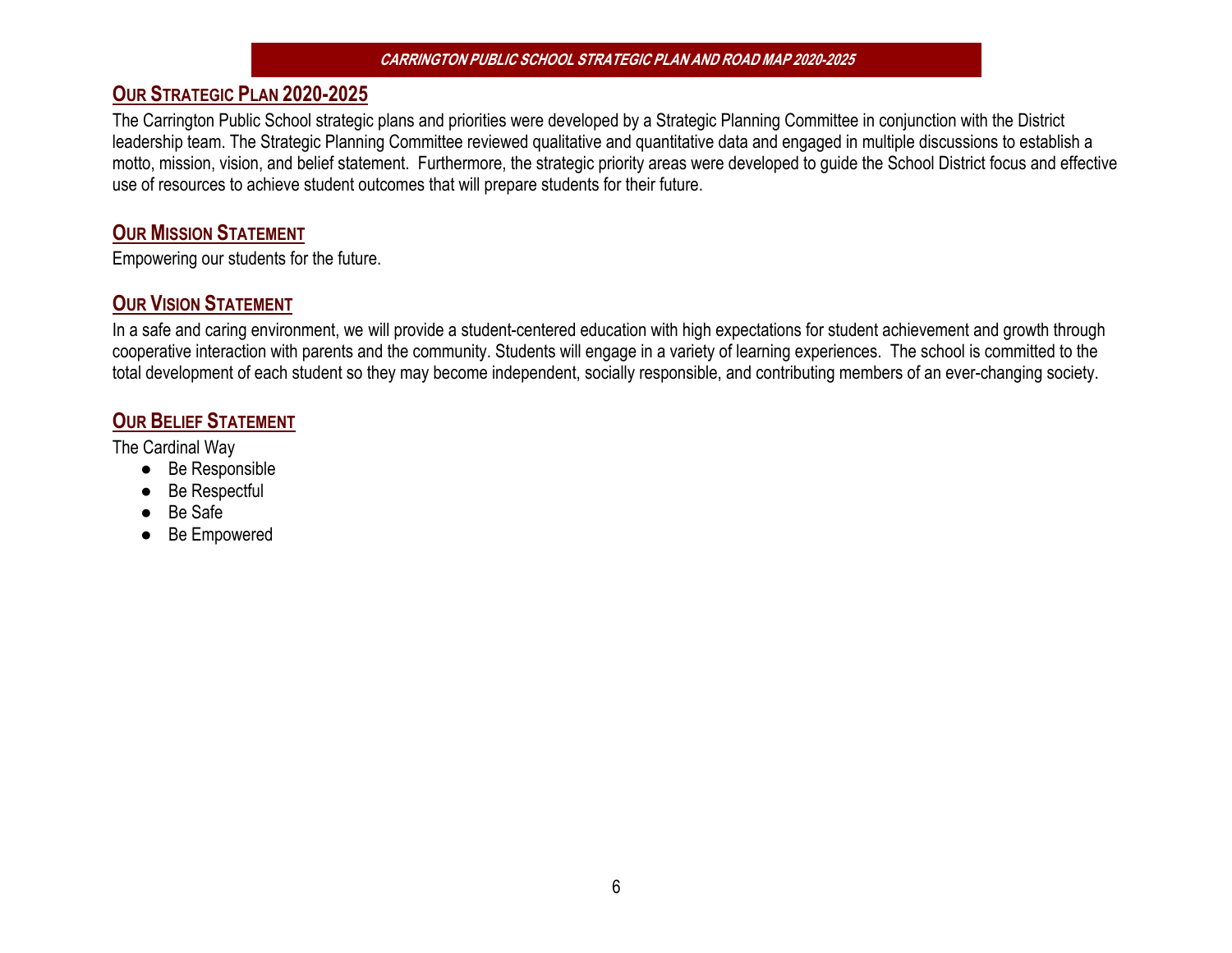## Our Strategic Plan 2020-2025

The Carrington Public School strategic plans and priorities were developed by a Strategic Planning Committee in conjunction with the District leadership team. The Strategic Planning Committee reviewed qualitative and quantitative data and engaged in multiple discussions to establish a motto, mission, vision, and belief statement. Furthermore, the strategic priority areas were developed to guide the School District focus and effective use of resources to achieve student outcomes that will prepare students for their future.

## Our Mission Statement

Empowering our students for the future.

## Our Vision Statement

In a safe and caring environment, we will provide a student-centered education with high expectations for student achievement and growth through cooperative interaction with parents and the community. Students will engage in a variety of learning experiences. The school is committed to the total development of each student so they may become independent, socially responsible, and contributing members of an ever-changing society.

## Our Belief Statement

The Cardinal Way

- Be Responsible
- Be Respectful
- Be Safe
- Be Empowered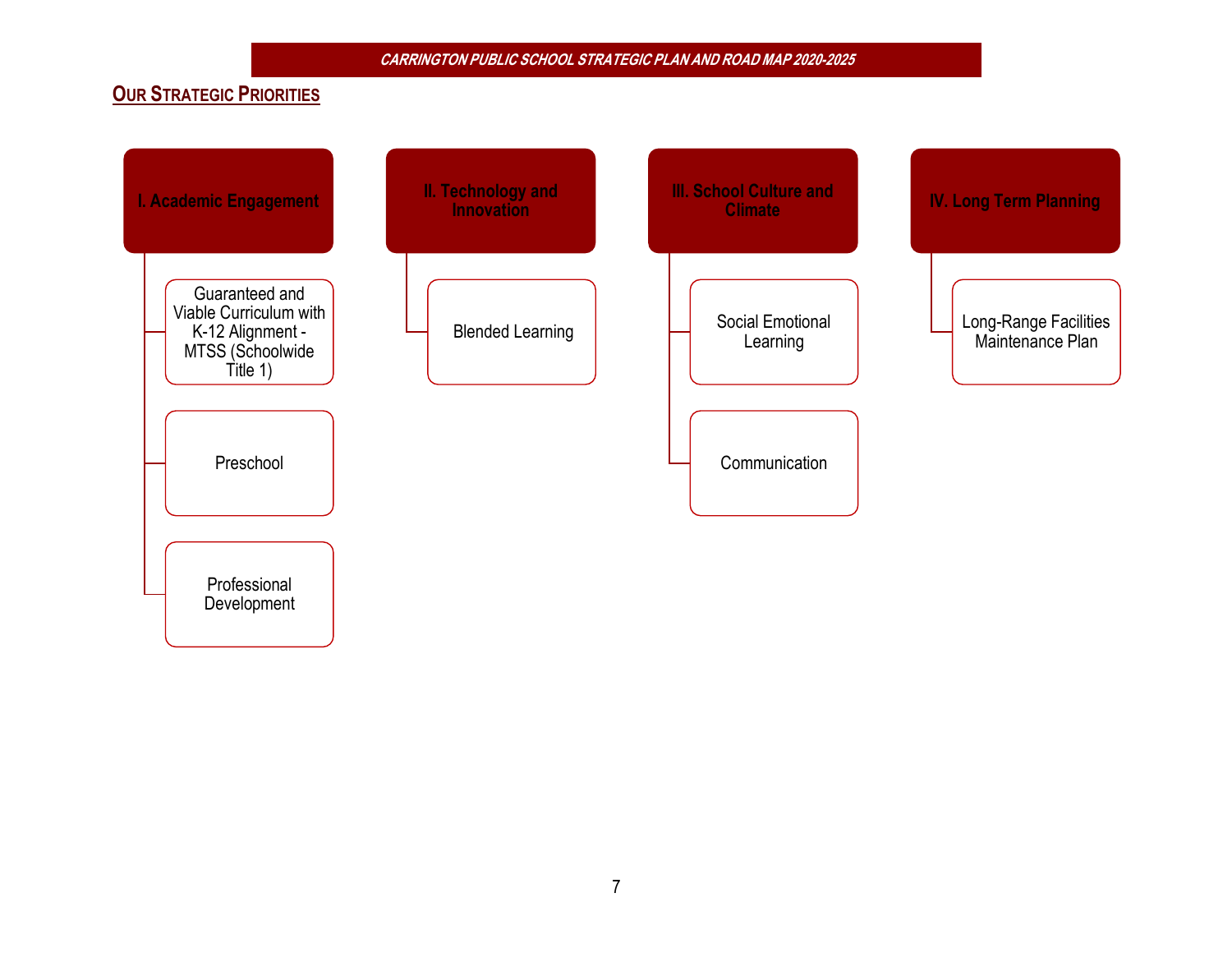## Our Strategic Priorities

### I. Academic Engagement

- Guaranteed and Viable Curriculum with K-12 Alignment - MTSS (Schoolwide Title 1)
- Preschool
- Professional Development

### II. Technology and Innovation

- Blended Learning

### III. School Culture and Climate

- Social Emotional Learning
- Communication

### IV. Long Term Planning

- Long-Range Facilities Maintenance Plan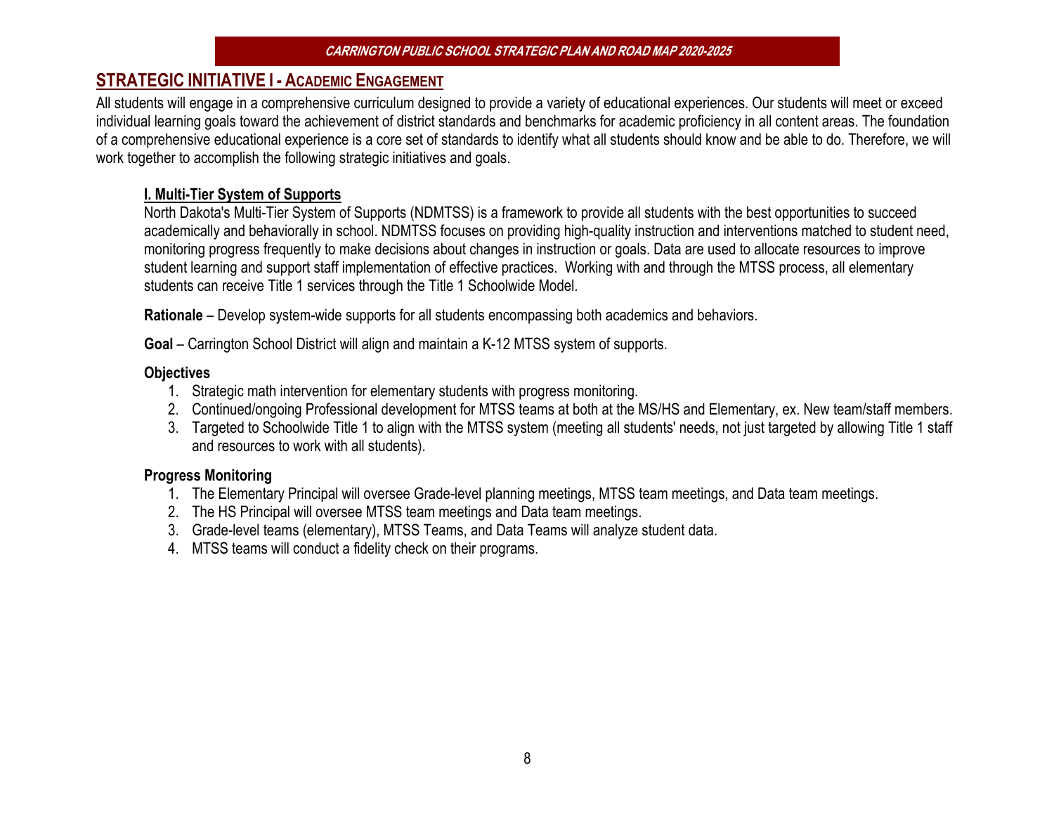## STRATEGIC INITIATIVE I - ACADEMIC ENGAGEMENT

All students will engage in a comprehensive curriculum designed to provide a variety of educational experiences. Our students will meet or exceed individual learning goals toward the achievement of district standards and benchmarks for academic proficiency in all content areas. The foundation of a comprehensive educational experience is a core set of standards to identify what all students should know and be able to do. Therefore, we will work together to accomplish the following strategic initiatives and goals.

### I. Multi-Tier System of Supports

North Dakota's Multi-Tier System of Supports (NDMTSS) is a framework to provide all students with the best opportunities to succeed academically and behaviorally in school. NDMTSS focuses on providing high-quality instruction and interventions matched to student need, monitoring progress frequently to make decisions about changes in instruction or goals. Data are used to allocate resources to improve student learning and support staff implementation of effective practices. Working with and through the MTSS process, all elementary students can receive Title 1 services through the Title 1 Schoolwide Model.

**Rationale** – Develop system-wide supports for all students encompassing both academics and behaviors.

**Goal** – Carrington School District will align and maintain a K-12 MTSS system of supports.

**Objectives**

1. Strategic math intervention for elementary students with progress monitoring.
2. Continued/ongoing Professional development for MTSS teams at both at the MS/HS and Elementary, ex. New team/staff members.
3. Targeted to Schoolwide Title 1 to align with the MTSS system (meeting all students' needs, not just targeted by allowing Title 1 staff and resources to work with all students).

**Progress Monitoring**

1. The Elementary Principal will oversee Grade-level planning meetings, MTSS team meetings, and Data team meetings.
2. The HS Principal will oversee MTSS team meetings and Data team meetings.
3. Grade-level teams (elementary), MTSS Teams, and Data Teams will analyze student data.
4. MTSS teams will conduct a fidelity check on their programs.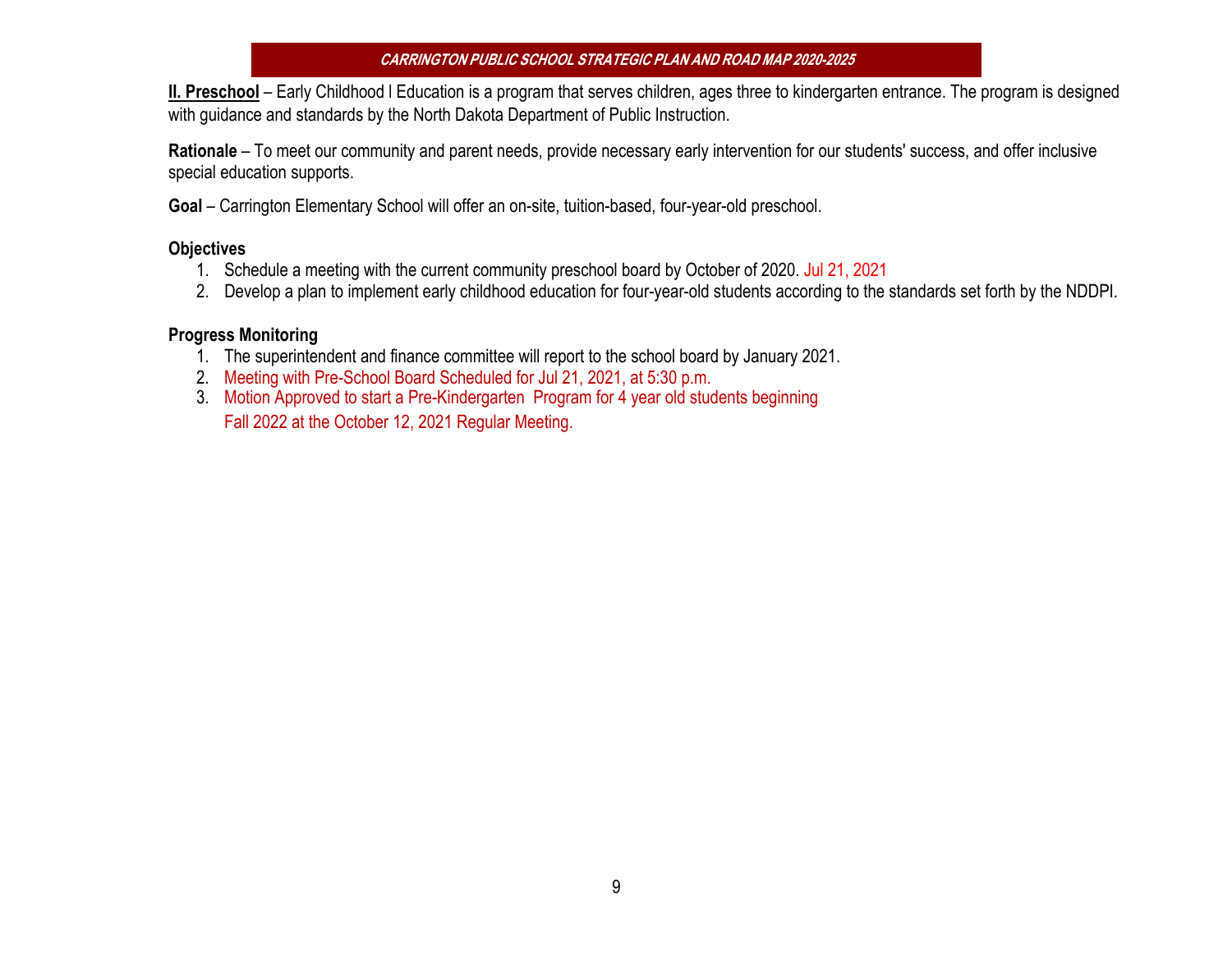**II. Preschool** – Early Childhood l Education is a program that serves children, ages three to kindergarten entrance. The program is designed with guidance and standards by the North Dakota Department of Public Instruction.

**Rationale** – To meet our community and parent needs, provide necessary early intervention for our students' success, and offer inclusive special education supports.

**Goal** – Carrington Elementary School will offer an on-site, tuition-based, four-year-old preschool.

### Objectives

1. Schedule a meeting with the current community preschool board by October of 2020. Jul 21, 2021
2. Develop a plan to implement early childhood education for four-year-old students according to the standards set forth by the NDDPI.

### Progress Monitoring

1. The superintendent and finance committee will report to the school board by January 2021.
2. Meeting with Pre-School Board Scheduled for Jul 21, 2021, at 5:30 p.m.
3. Motion Approved to start a Pre-Kindergarten Program for 4 year old students beginning Fall 2022 at the October 12, 2021 Regular Meeting.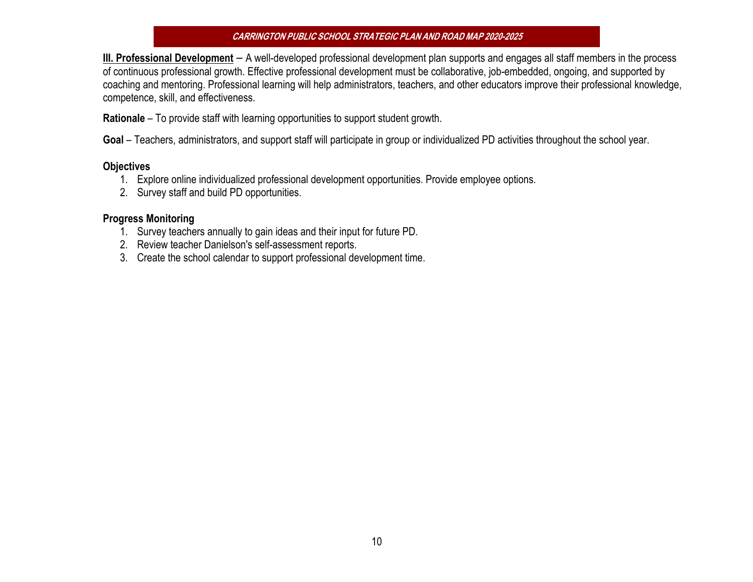**III. Professional Development** – A well-developed professional development plan supports and engages all staff members in the process of continuous professional growth. Effective professional development must be collaborative, job-embedded, ongoing, and supported by coaching and mentoring. Professional learning will help administrators, teachers, and other educators improve their professional knowledge, competence, skill, and effectiveness.

**Rationale** – To provide staff with learning opportunities to support student growth.

**Goal** – Teachers, administrators, and support staff will participate in group or individualized PD activities throughout the school year.

**Objectives**

1. Explore online individualized professional development opportunities. Provide employee options.
2. Survey staff and build PD opportunities.

**Progress Monitoring**

1. Survey teachers annually to gain ideas and their input for future PD.
2. Review teacher Danielson's self-assessment reports.
3. Create the school calendar to support professional development time.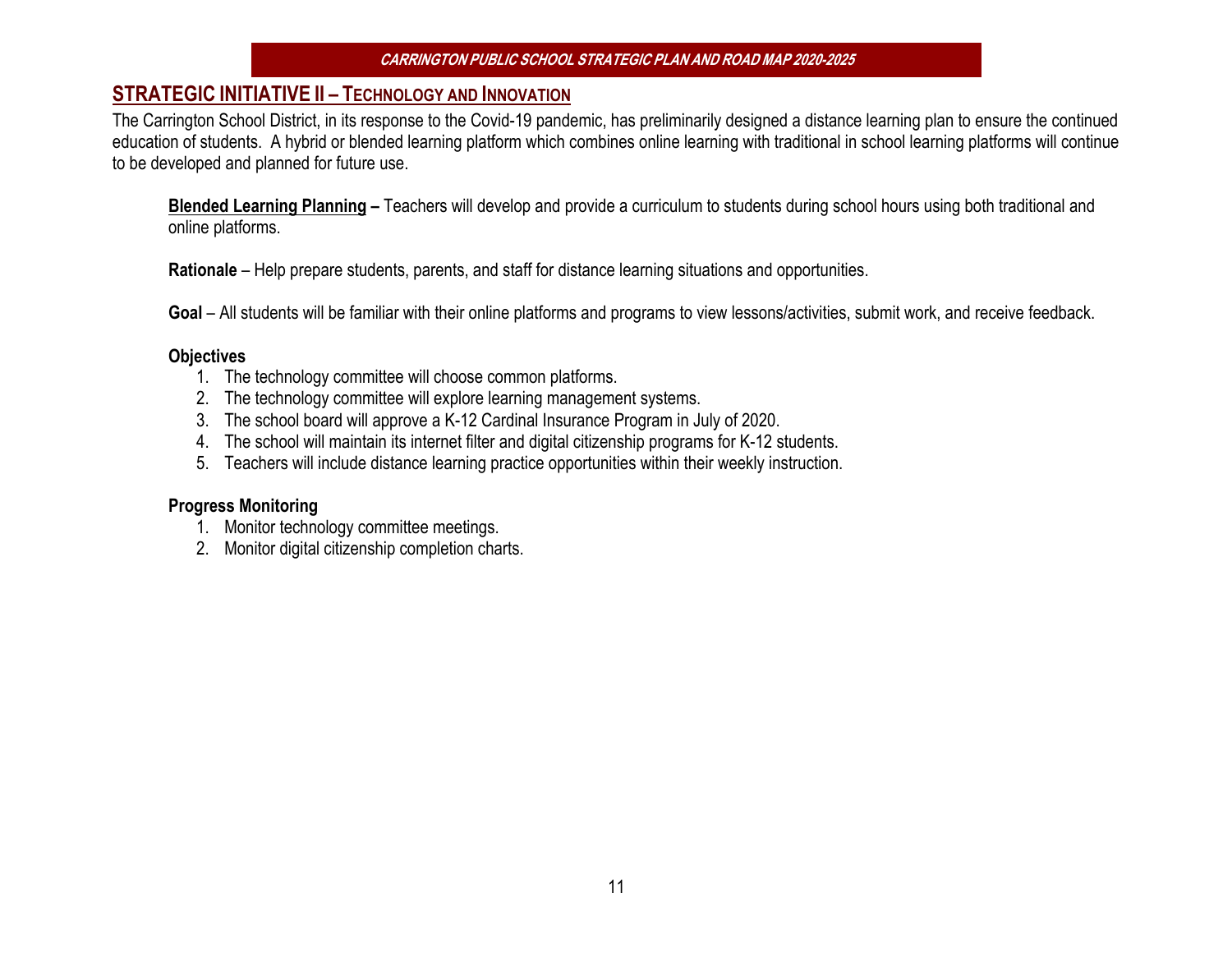## STRATEGIC INITIATIVE II – TECHNOLOGY AND INNOVATION

The Carrington School District, in its response to the Covid-19 pandemic, has preliminarily designed a distance learning plan to ensure the continued education of students. A hybrid or blended learning platform which combines online learning with traditional in school learning platforms will continue to be developed and planned for future use.

**Blended Learning Planning –** Teachers will develop and provide a curriculum to students during school hours using both traditional and online platforms.

**Rationale** – Help prepare students, parents, and staff for distance learning situations and opportunities.

**Goal** – All students will be familiar with their online platforms and programs to view lessons/activities, submit work, and receive feedback.

**Objectives**

1. The technology committee will choose common platforms.
2. The technology committee will explore learning management systems.
3. The school board will approve a K-12 Cardinal Insurance Program in July of 2020.
4. The school will maintain its internet filter and digital citizenship programs for K-12 students.
5. Teachers will include distance learning practice opportunities within their weekly instruction.

**Progress Monitoring**

1. Monitor technology committee meetings.
2. Monitor digital citizenship completion charts.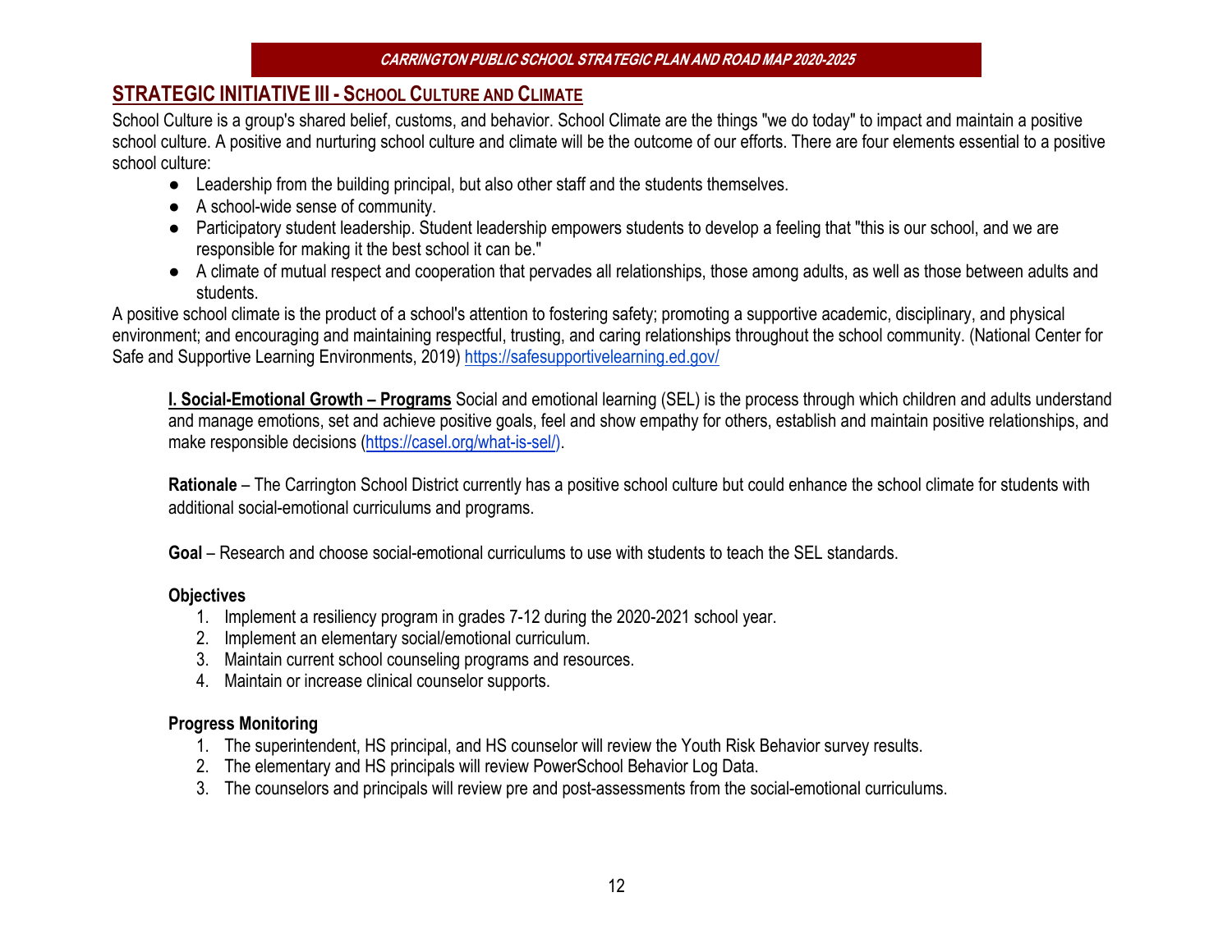## STRATEGIC INITIATIVE III - SCHOOL CULTURE AND CLIMATE

School Culture is a group's shared belief, customs, and behavior. School Climate are the things "we do today" to impact and maintain a positive school culture. A positive and nurturing school culture and climate will be the outcome of our efforts. There are four elements essential to a positive school culture:

- Leadership from the building principal, but also other staff and the students themselves.
- A school-wide sense of community.
- Participatory student leadership. Student leadership empowers students to develop a feeling that "this is our school, and we are responsible for making it the best school it can be."
- A climate of mutual respect and cooperation that pervades all relationships, those among adults, as well as those between adults and students.

A positive school climate is the product of a school's attention to fostering safety; promoting a supportive academic, disciplinary, and physical environment; and encouraging and maintaining respectful, trusting, and caring relationships throughout the school community. (National Center for Safe and Supportive Learning Environments, 2019) https://safesupportivelearning.ed.gov/

**I. Social-Emotional Growth – Programs** Social and emotional learning (SEL) is the process through which children and adults understand and manage emotions, set and achieve positive goals, feel and show empathy for others, establish and maintain positive relationships, and make responsible decisions (https://casel.org/what-is-sel/).

**Rationale** – The Carrington School District currently has a positive school culture but could enhance the school climate for students with additional social-emotional curriculums and programs.

**Goal** – Research and choose social-emotional curriculums to use with students to teach the SEL standards.

**Objectives**

1. Implement a resiliency program in grades 7-12 during the 2020-2021 school year.
2. Implement an elementary social/emotional curriculum.
3. Maintain current school counseling programs and resources.
4. Maintain or increase clinical counselor supports.

**Progress Monitoring**

1. The superintendent, HS principal, and HS counselor will review the Youth Risk Behavior survey results.
2. The elementary and HS principals will review PowerSchool Behavior Log Data.
3. The counselors and principals will review pre and post-assessments from the social-emotional curriculums.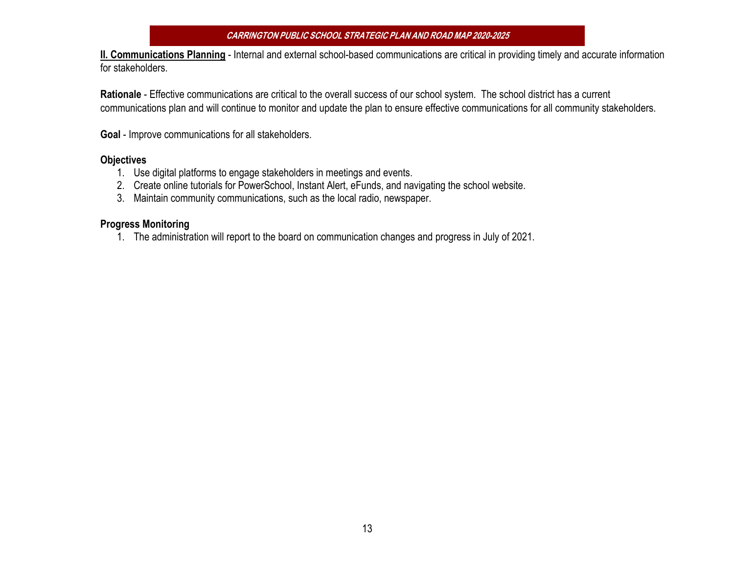**II. Communications Planning** - Internal and external school-based communications are critical in providing timely and accurate information for stakeholders.

**Rationale** - Effective communications are critical to the overall success of our school system. The school district has a current communications plan and will continue to monitor and update the plan to ensure effective communications for all community stakeholders.

**Goal** - Improve communications for all stakeholders.

**Objectives**

1. Use digital platforms to engage stakeholders in meetings and events.
2. Create online tutorials for PowerSchool, Instant Alert, eFunds, and navigating the school website.
3. Maintain community communications, such as the local radio, newspaper.

**Progress Monitoring**

1. The administration will report to the board on communication changes and progress in July of 2021.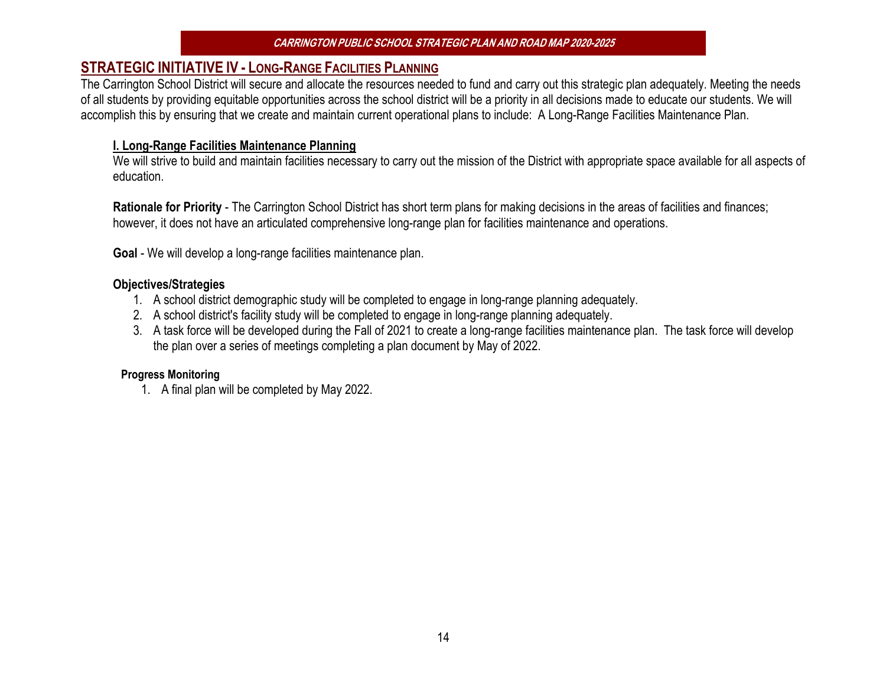## STRATEGIC INITIATIVE IV - LONG-RANGE FACILITIES PLANNING

The Carrington School District will secure and allocate the resources needed to fund and carry out this strategic plan adequately. Meeting the needs of all students by providing equitable opportunities across the school district will be a priority in all decisions made to educate our students. We will accomplish this by ensuring that we create and maintain current operational plans to include: A Long-Range Facilities Maintenance Plan.

### I. Long-Range Facilities Maintenance Planning

We will strive to build and maintain facilities necessary to carry out the mission of the District with appropriate space available for all aspects of education.

**Rationale for Priority** - The Carrington School District has short term plans for making decisions in the areas of facilities and finances; however, it does not have an articulated comprehensive long-range plan for facilities maintenance and operations.

**Goal** - We will develop a long-range facilities maintenance plan.

**Objectives/Strategies**

1. A school district demographic study will be completed to engage in long-range planning adequately.
2. A school district's facility study will be completed to engage in long-range planning adequately.
3. A task force will be developed during the Fall of 2021 to create a long-range facilities maintenance plan. The task force will develop the plan over a series of meetings completing a plan document by May of 2022.

**Progress Monitoring**

1. A final plan will be completed by May 2022.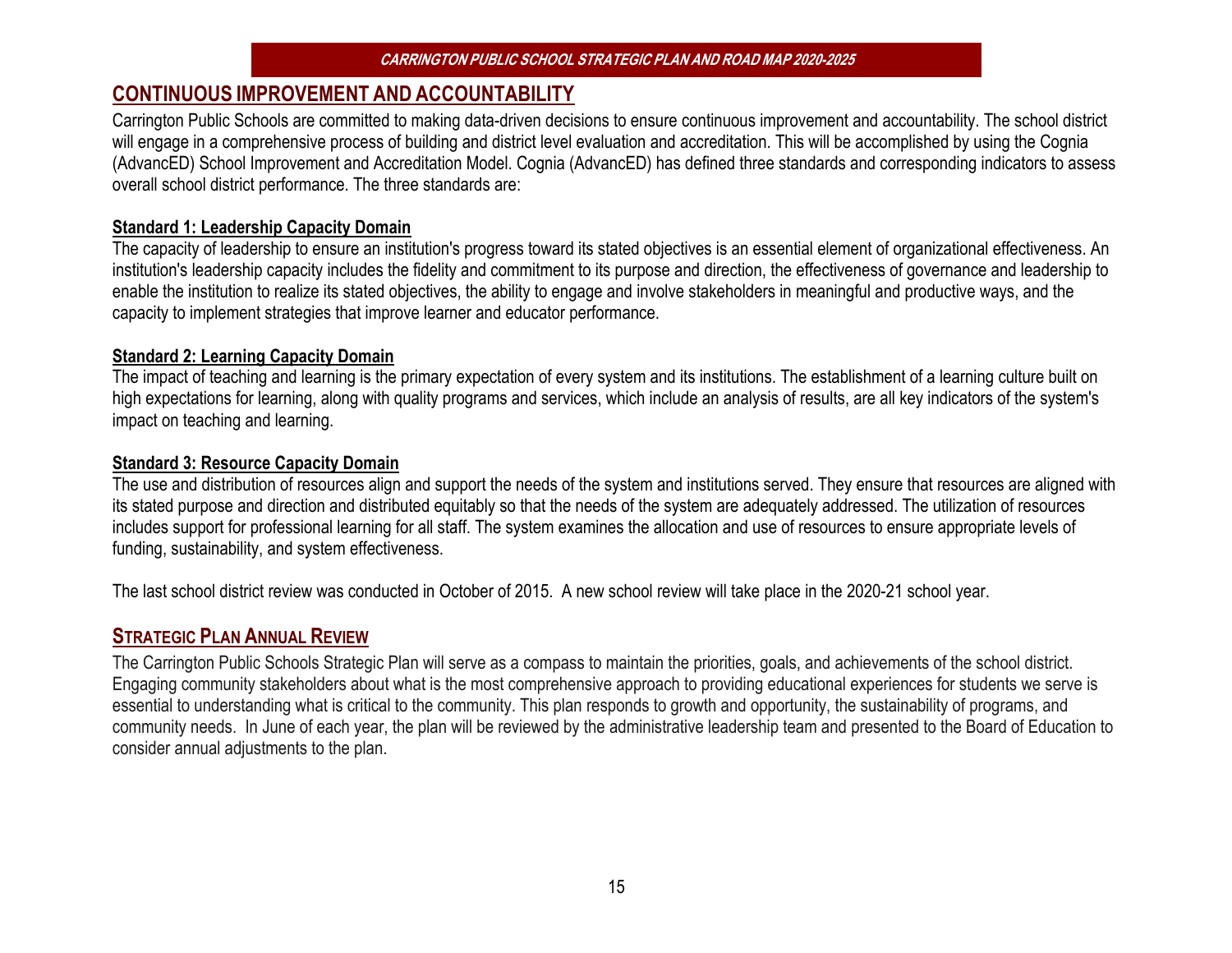## CONTINUOUS IMPROVEMENT AND ACCOUNTABILITY

Carrington Public Schools are committed to making data-driven decisions to ensure continuous improvement and accountability. The school district will engage in a comprehensive process of building and district level evaluation and accreditation. This will be accomplished by using the Cognia (AdvancED) School Improvement and Accreditation Model. Cognia (AdvancED) has defined three standards and corresponding indicators to assess overall school district performance. The three standards are:

### Standard 1: Leadership Capacity Domain

The capacity of leadership to ensure an institution's progress toward its stated objectives is an essential element of organizational effectiveness. An institution's leadership capacity includes the fidelity and commitment to its purpose and direction, the effectiveness of governance and leadership to enable the institution to realize its stated objectives, the ability to engage and involve stakeholders in meaningful and productive ways, and the capacity to implement strategies that improve learner and educator performance.

### Standard 2: Learning Capacity Domain

The impact of teaching and learning is the primary expectation of every system and its institutions. The establishment of a learning culture built on high expectations for learning, along with quality programs and services, which include an analysis of results, are all key indicators of the system's impact on teaching and learning.

### Standard 3: Resource Capacity Domain

The use and distribution of resources align and support the needs of the system and institutions served. They ensure that resources are aligned with its stated purpose and direction and distributed equitably so that the needs of the system are adequately addressed. The utilization of resources includes support for professional learning for all staff. The system examines the allocation and use of resources to ensure appropriate levels of funding, sustainability, and system effectiveness.

The last school district review was conducted in October of 2015. A new school review will take place in the 2020-21 school year.

## STRATEGIC PLAN ANNUAL REVIEW

The Carrington Public Schools Strategic Plan will serve as a compass to maintain the priorities, goals, and achievements of the school district. Engaging community stakeholders about what is the most comprehensive approach to providing educational experiences for students we serve is essential to understanding what is critical to the community. This plan responds to growth and opportunity, the sustainability of programs, and community needs. In June of each year, the plan will be reviewed by the administrative leadership team and presented to the Board of Education to consider annual adjustments to the plan.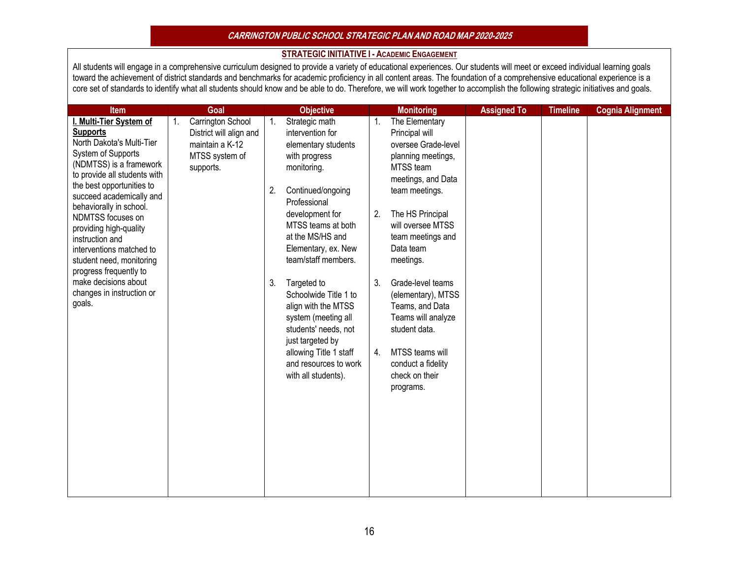# CARRINGTON PUBLIC SCHOOL STRATEGIC PLAN AND ROAD MAP 2020-2025

## STRATEGIC INITIATIVE I - ACADEMIC ENGAGEMENT

All students will engage in a comprehensive curriculum designed to provide a variety of educational experiences. Our students will meet or exceed individual learning goals toward the achievement of district standards and benchmarks for academic proficiency in all content areas. The foundation of a comprehensive educational experience is a core set of standards to identify what all students should know and be able to do. Therefore, we will work together to accomplish the following strategic initiatives and goals.

| Item | Goal | Objective | Monitoring | Assigned To | Timeline | Cognia Alignment |
|---|---|---|---|---|---|---|
| **I. Multi-Tier System of Supports**<br>North Dakota's Multi-Tier System of Supports (NDMTSS) is a framework to provide all students with the best opportunities to succeed academically and behaviorally in school. NDMTSS focuses on providing high-quality instruction and interventions matched to student need, monitoring progress frequently to make decisions about changes in instruction or goals. | 1. Carrington School District will align and maintain a K-12 MTSS system of supports. | 1. Strategic math intervention for elementary students with progress monitoring.<br><br>2. Continued/ongoing Professional development for MTSS teams at both at the MS/HS and Elementary, ex. New team/staff members.<br><br>3. Targeted to Schoolwide Title 1 to align with the MTSS system (meeting all students' needs, not just targeted by allowing Title 1 staff and resources to work with all students). | 1. The Elementary Principal will oversee Grade-level planning meetings, MTSS team meetings, and Data team meetings.<br><br>2. The HS Principal will oversee MTSS team meetings and Data team meetings.<br><br>3. Grade-level teams (elementary), MTSS Teams, and Data Teams will analyze student data.<br><br>4. MTSS teams will conduct a fidelity check on their programs. | | | |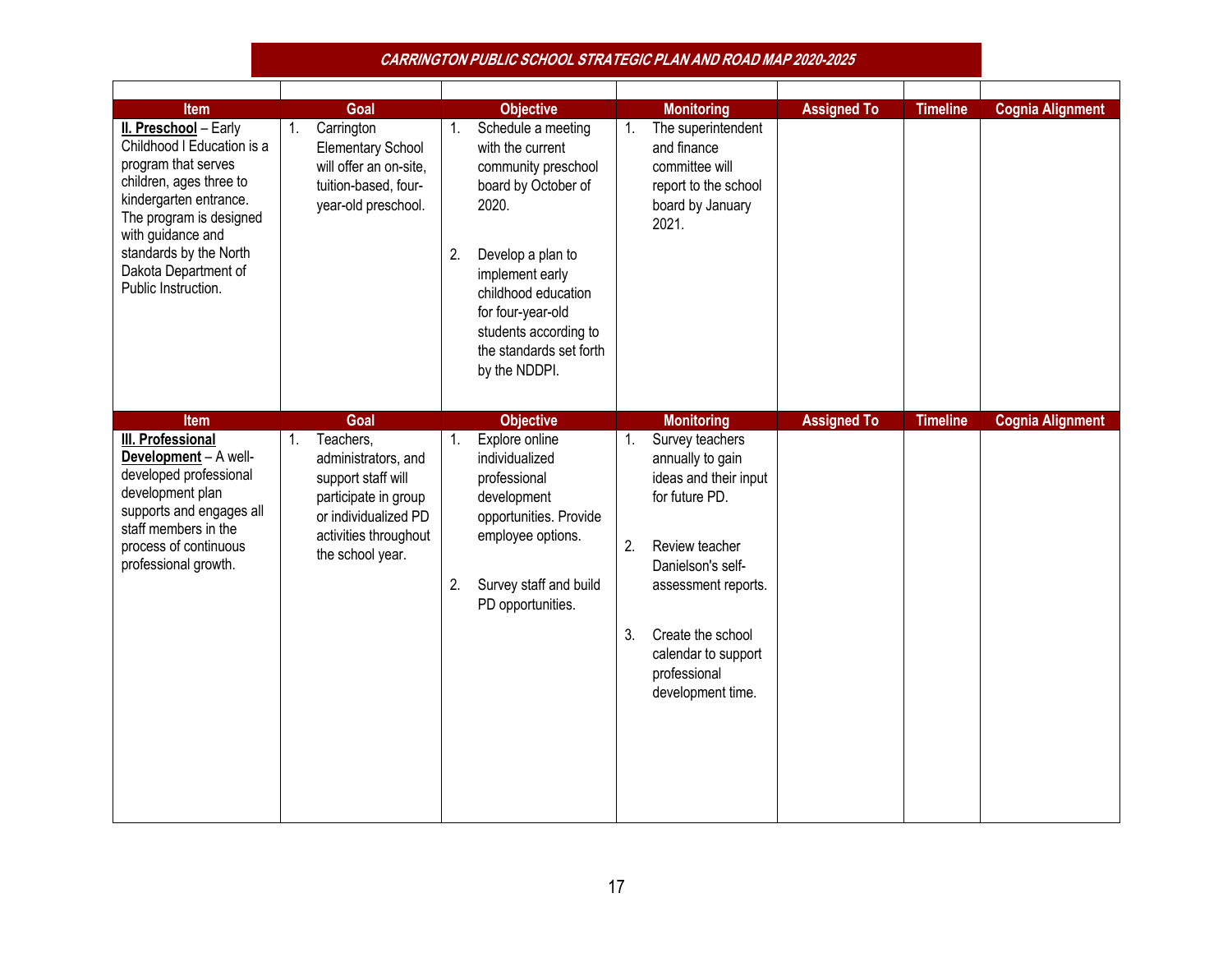# CARRINGTON PUBLIC SCHOOL STRATEGIC PLAN AND ROAD MAP 2020-2025

| Item | Goal | Objective | Monitoring | Assigned To | Timeline | Cognia Alignment |
|---|---|---|---|---|---|---|
| **II. Preschool** – Early Childhood l Education is a program that serves children, ages three to kindergarten entrance. The program is designed with guidance and standards by the North Dakota Department of Public Instruction. | 1. Carrington Elementary School will offer an on-site, tuition-based, four-year-old preschool. | 1. Schedule a meeting with the current community preschool board by October of 2020.<br><br>2. Develop a plan to implement early childhood education for four-year-old students according to the standards set forth by the NDDPI. | 1. The superintendent and finance committee will report to the school board by January 2021. | | | |

| Item | Goal | Objective | Monitoring | Assigned To | Timeline | Cognia Alignment |
|---|---|---|---|---|---|---|
| **III. Professional Development** – A well-developed professional development plan supports and engages all staff members in the process of continuous professional growth. | 1. Teachers, administrators, and support staff will participate in group or individualized PD activities throughout the school year. | 1. Explore online individualized professional development opportunities. Provide employee options.<br><br>2. Survey staff and build PD opportunities. | 1. Survey teachers annually to gain ideas and their input for future PD.<br><br>2. Review teacher Danielson's self-assessment reports.<br><br>3. Create the school calendar to support professional development time. | | | |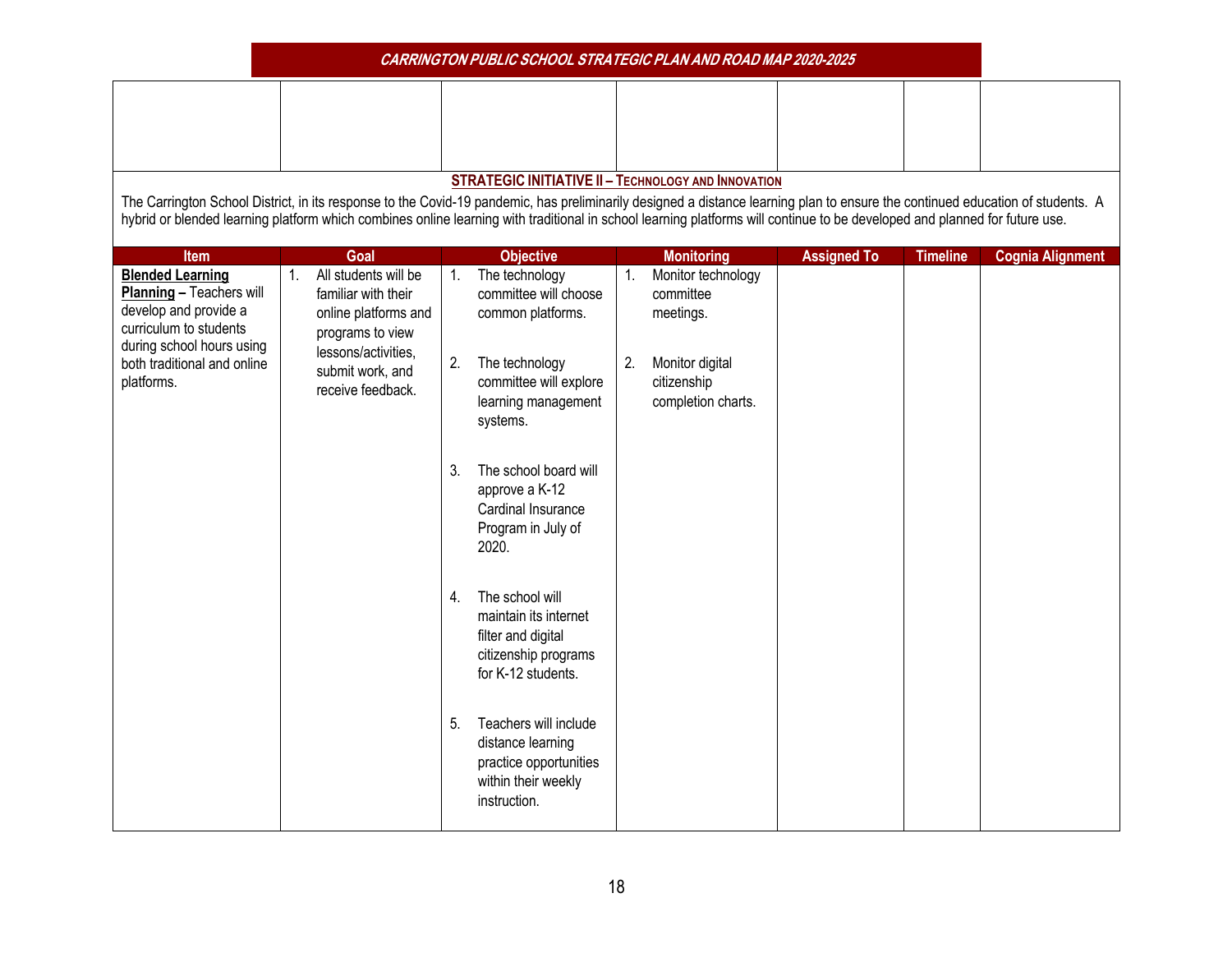| | | | | | | |
|---|---|---|---|---|---|---|
| | | | | | | |

## STRATEGIC INITIATIVE II – TECHNOLOGY AND INNOVATION

The Carrington School District, in its response to the Covid-19 pandemic, has preliminarily designed a distance learning plan to ensure the continued education of students. A hybrid or blended learning platform which combines online learning with traditional in school learning platforms will continue to be developed and planned for future use.

| Item | Goal | Objective | Monitoring | Assigned To | Timeline | Cognia Alignment |
|---|---|---|---|---|---|---|
| **Blended Learning Planning –** Teachers will develop and provide a curriculum to students during school hours using both traditional and online platforms. | 1. All students will be familiar with their online platforms and programs to view lessons/activities, submit work, and receive feedback. | 1. The technology committee will choose common platforms.<br><br>2. The technology committee will explore learning management systems.<br><br>3. The school board will approve a K-12 Cardinal Insurance Program in July of 2020.<br><br>4. The school will maintain its internet filter and digital citizenship programs for K-12 students.<br><br>5. Teachers will include distance learning practice opportunities within their weekly instruction. | 1. Monitor technology committee meetings.<br><br>2. Monitor digital citizenship completion charts. | | | |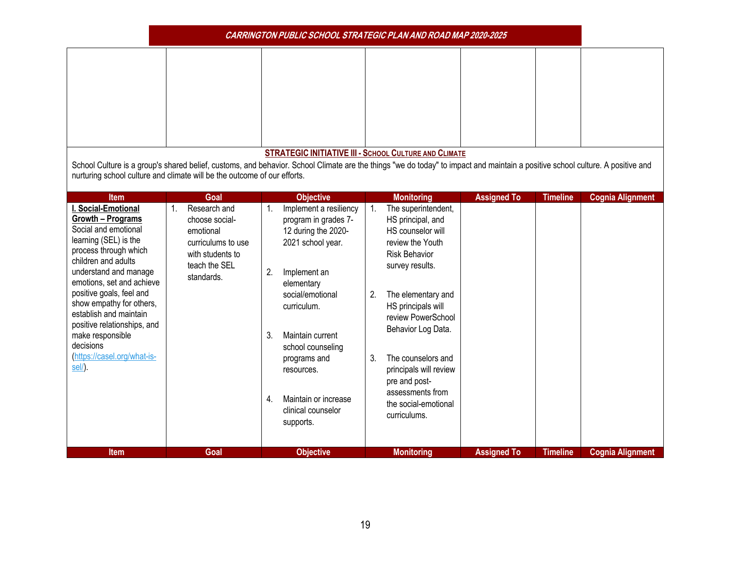## STRATEGIC INITIATIVE III - SCHOOL CULTURE AND CLIMATE

School Culture is a group's shared belief, customs, and behavior. School Climate are the things "we do today" to impact and maintain a positive school culture. A positive and nurturing school culture and climate will be the outcome of our efforts.

| Item | Goal | Objective | Monitoring | Assigned To | Timeline | Cognia Alignment |
|---|---|---|---|---|---|---|
| **I. Social-Emotional Growth – Programs** Social and emotional learning (SEL) is the process through which children and adults understand and manage emotions, set and achieve positive goals, feel and show empathy for others, establish and maintain positive relationships, and make responsible decisions (https://casel.org/what-is-sel/). | 1. Research and choose social-emotional curriculums to use with students to teach the SEL standards. | 1. Implement a resiliency program in grades 7-12 during the 2020-2021 school year.<br><br>2. Implement an elementary social/emotional curriculum.<br><br>3. Maintain current school counseling programs and resources.<br><br>4. Maintain or increase clinical counselor supports. | 1. The superintendent, HS principal, and HS counselor will review the Youth Risk Behavior survey results.<br><br>2. The elementary and HS principals will review PowerSchool Behavior Log Data.<br><br>3. The counselors and principals will review pre and post-assessments from the social-emotional curriculums. | | | |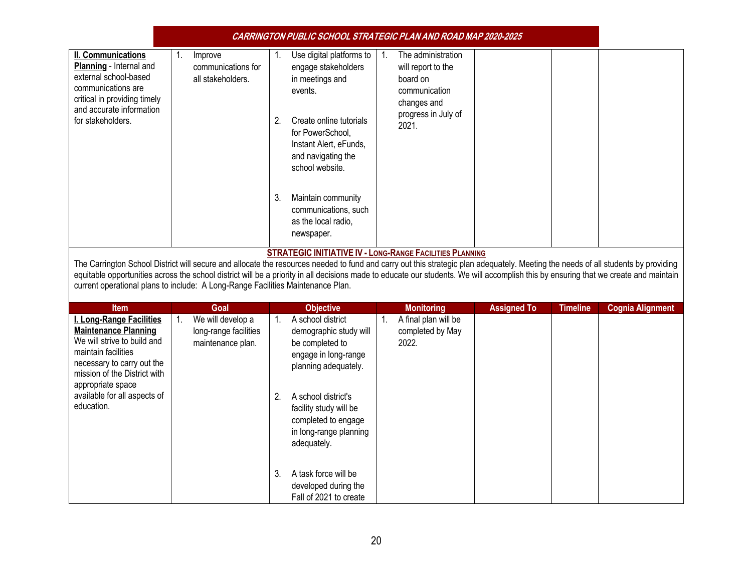| | | | | | | |
|---|---|---|---|---|---|---|
| **II. Communications Planning** - Internal and external school-based communications are critical in providing timely and accurate information for stakeholders. | 1. Improve communications for all stakeholders. | 1. Use digital platforms to engage stakeholders in meetings and events.<br><br>2. Create online tutorials for PowerSchool, Instant Alert, eFunds, and navigating the school website.<br><br>3. Maintain community communications, such as the local radio, newspaper. | 1. The administration will report to the board on communication changes and progress in July of 2021. | | | |

## STRATEGIC INITIATIVE IV - LONG-RANGE FACILITIES PLANNING

The Carrington School District will secure and allocate the resources needed to fund and carry out this strategic plan adequately. Meeting the needs of all students by providing equitable opportunities across the school district will be a priority in all decisions made to educate our students. We will accomplish this by ensuring that we create and maintain current operational plans to include: A Long-Range Facilities Maintenance Plan.

| Item | Goal | Objective | Monitoring | Assigned To | Timeline | Cognia Alignment |
|---|---|---|---|---|---|---|
| **I. Long-Range Facilities Maintenance Planning** We will strive to build and maintain facilities necessary to carry out the mission of the District with appropriate space available for all aspects of education. | 1. We will develop a long-range facilities maintenance plan. | 1. A school district demographic study will be completed to engage in long-range planning adequately.<br><br>2. A school district's facility study will be completed to engage in long-range planning adequately.<br><br>3. A task force will be developed during the Fall of 2021 to create | 1. A final plan will be completed by May 2022. | | | |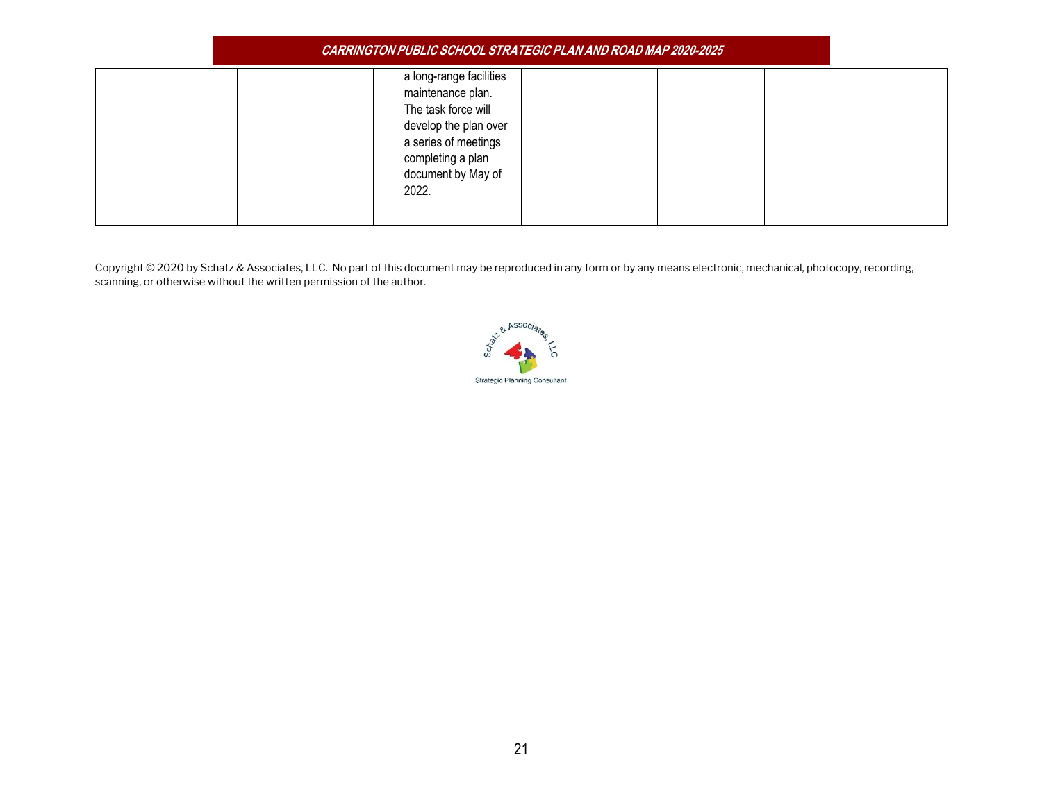| | | | | | | |
|---|---|---|---|---|---|---|
| | | a long-range facilities maintenance plan. The task force will develop the plan over a series of meetings completing a plan document by May of 2022. | | | | |

Copyright © 2020 by Schatz & Associates, LLC. No part of this document may be reproduced in any form or by any means electronic, mechanical, photocopy, recording, scanning, or otherwise without the written permission of the author.

Schatz & Associates, LLC

Strategic Planning Consultant